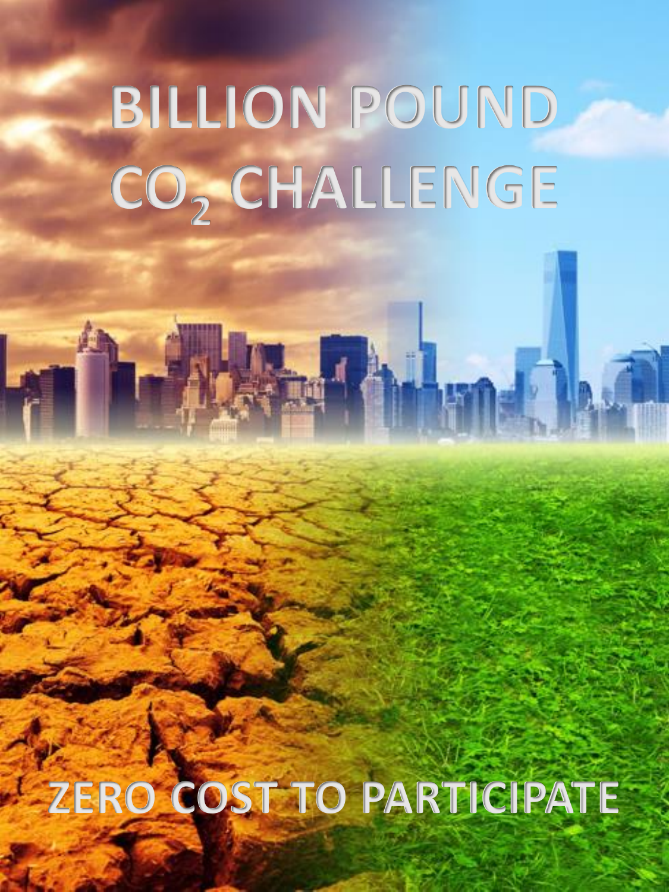# BILLION POUND $CO_2$ CHALLENGE

ZERO COST TO PARTICIPATE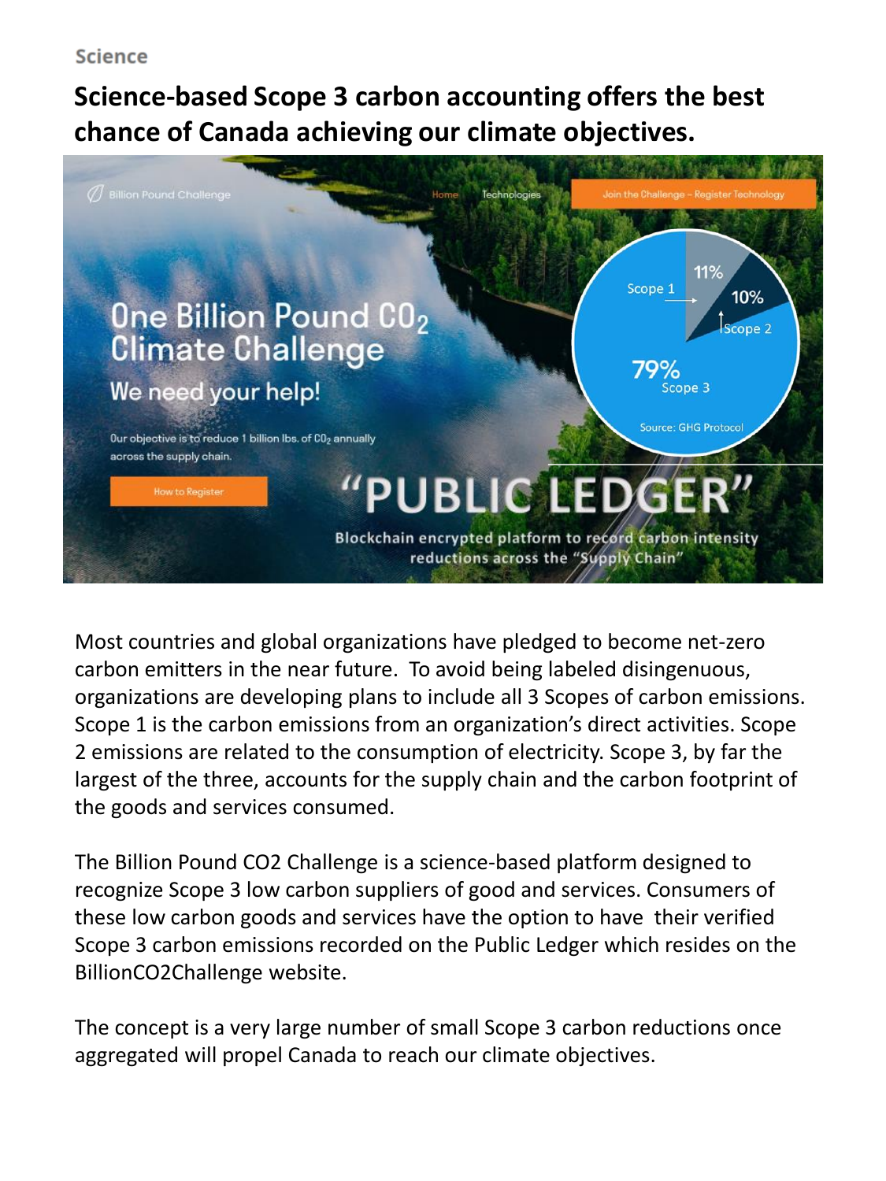Science

## Science-based Scope 3 carbon accounting offers the best chance of Canada achieving our climate objectives.

Billion Pound Challenge | Home | Technologies | Join the Challenge – Register Technology

# One Billion Pound $CO_2$ Climate Challenge

We need your help!

Our objective is to reduce 1 billion lbs. of $CO_2$ annually across the supply chain.

How to Register

Scope 1: 11%
Scope 2: 10%
Scope 3: 79%

Source: GHG Protocol

**"PUBLIC LEDGER"**

Blockchain encrypted platform to record carbon intensity reductions across the "Supply Chain"

Most countries and global organizations have pledged to become net-zero carbon emitters in the near future. To avoid being labeled disingenuous, organizations are developing plans to include all 3 Scopes of carbon emissions. Scope 1 is the carbon emissions from an organization's direct activities. Scope 2 emissions are related to the consumption of electricity. Scope 3, by far the largest of the three, accounts for the supply chain and the carbon footprint of the goods and services consumed.

The Billion Pound CO2 Challenge is a science-based platform designed to recognize Scope 3 low carbon suppliers of good and services. Consumers of these low carbon goods and services have the option to have their verified Scope 3 carbon emissions recorded on the Public Ledger which resides on the BillionCO2Challenge website.

The concept is a very large number of small Scope 3 carbon reductions once aggregated will propel Canada to reach our climate objectives.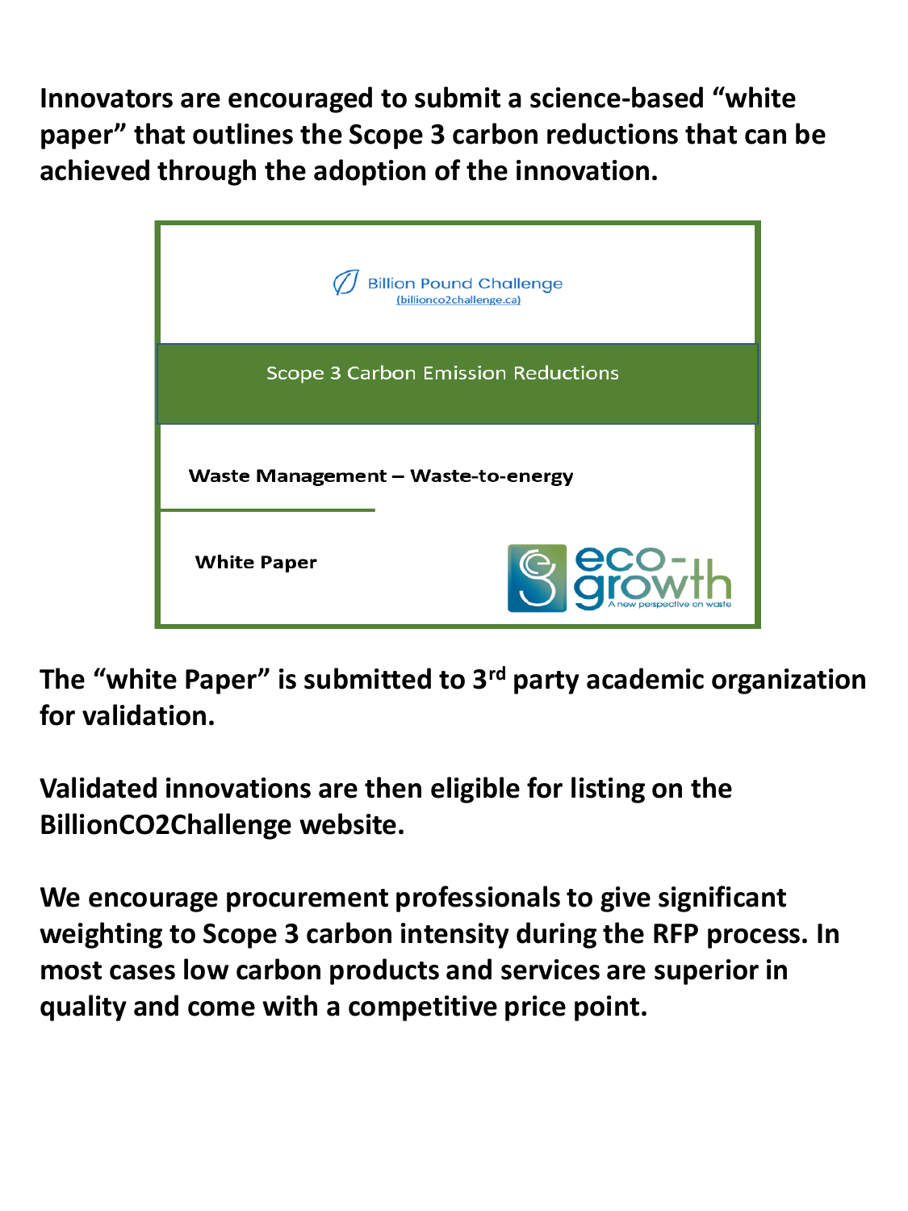**Innovators are encouraged to submit a science-based "white paper" that outlines the Scope 3 carbon reductions that can be achieved through the adoption of the innovation.**

Billion Pound Challenge
(billionco2challenge.ca)

Scope 3 Carbon Emission Reductions

**Waste Management – Waste-to-energy**

**White Paper**

eco-growth
A new perspective on waste

**The "white Paper" is submitted to 3rd party academic organization for validation.**

**Validated innovations are then eligible for listing on the BillionCO2Challenge website.**

**We encourage procurement professionals to give significant weighting to Scope 3 carbon intensity during the RFP process. In most cases low carbon products and services are superior in quality and come with a competitive price point.**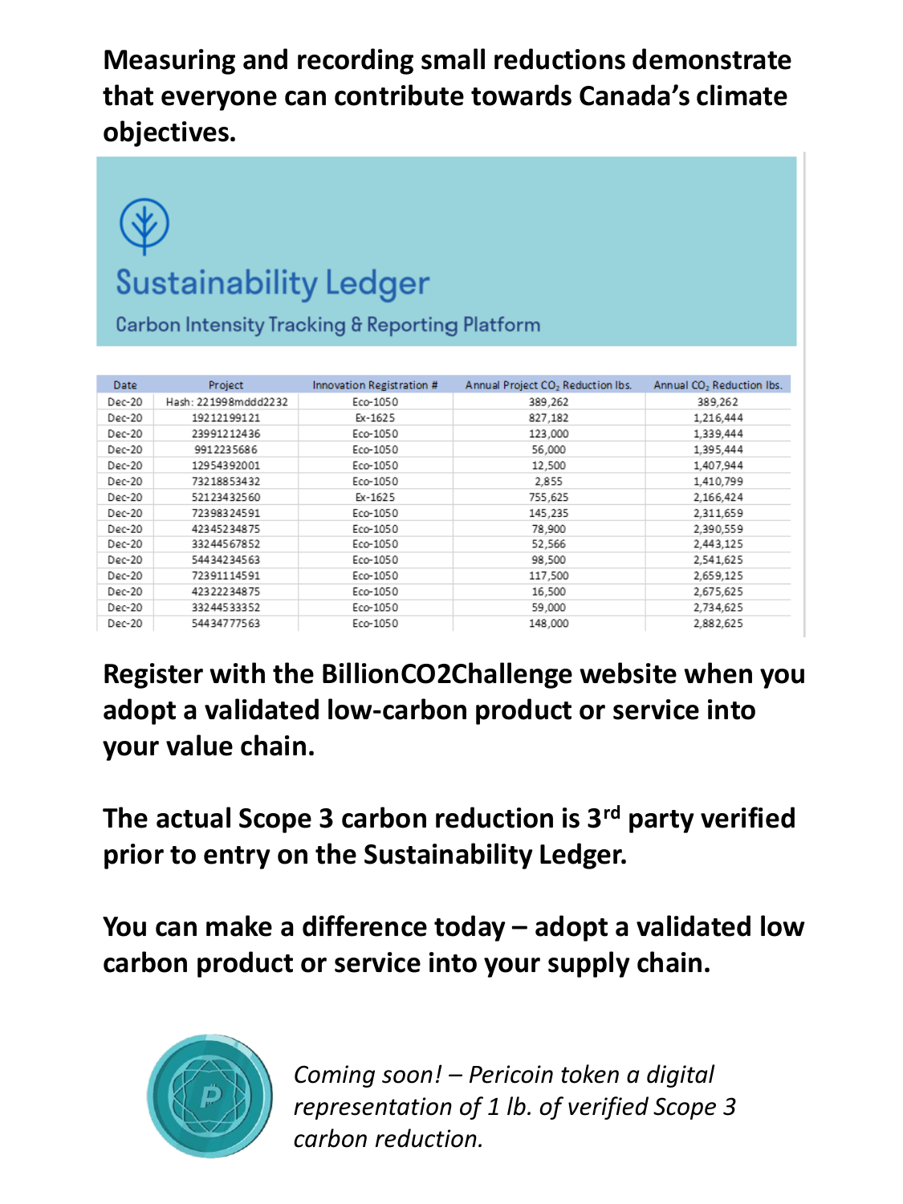**Measuring and recording small reductions demonstrate that everyone can contribute towards Canada's climate objectives.**

## Sustainability Ledger

Carbon Intensity Tracking & Reporting Platform

| Date | Project | Innovation Registration # | Annual Project $CO_2$ Reduction lbs. | Annual $CO_2$ Reduction lbs. |
|---|---|---|---|---|
| Dec-20 | Hash: 221998mddd2232 | Eco-1050 | 389,262 | 389,262 |
| Dec-20 | 19212199121 | Ex-1625 | 827,182 | 1,216,444 |
| Dec-20 | 23991212436 | Eco-1050 | 123,000 | 1,339,444 |
| Dec-20 | 9912235686 | Eco-1050 | 56,000 | 1,395,444 |
| Dec-20 | 12954392001 | Eco-1050 | 12,500 | 1,407,944 |
| Dec-20 | 73218853432 | Eco-1050 | 2,855 | 1,410,799 |
| Dec-20 | 52123432560 | Ex-1625 | 755,625 | 2,166,424 |
| Dec-20 | 72398324591 | Eco-1050 | 145,235 | 2,311,659 |
| Dec-20 | 42345234875 | Eco-1050 | 78,900 | 2,390,559 |
| Dec-20 | 33244567852 | Eco-1050 | 52,566 | 2,443,125 |
| Dec-20 | 54434234563 | Eco-1050 | 98,500 | 2,541,625 |
| Dec-20 | 72391114591 | Eco-1050 | 117,500 | 2,659,125 |
| Dec-20 | 42322234875 | Eco-1050 | 16,500 | 2,675,625 |
| Dec-20 | 33244533352 | Eco-1050 | 59,000 | 2,734,625 |
| Dec-20 | 54434777563 | Eco-1050 | 148,000 | 2,882,625 |

**Register with the BillionCO2Challenge website when you adopt a validated low-carbon product or service into your value chain.**

**The actual Scope 3 carbon reduction is 3rd party verified prior to entry on the Sustainability Ledger.**

**You can make a difference today – adopt a validated low carbon product or service into your supply chain.**

*Coming soon! – Pericoin token a digital representation of 1 lb. of verified Scope 3 carbon reduction.*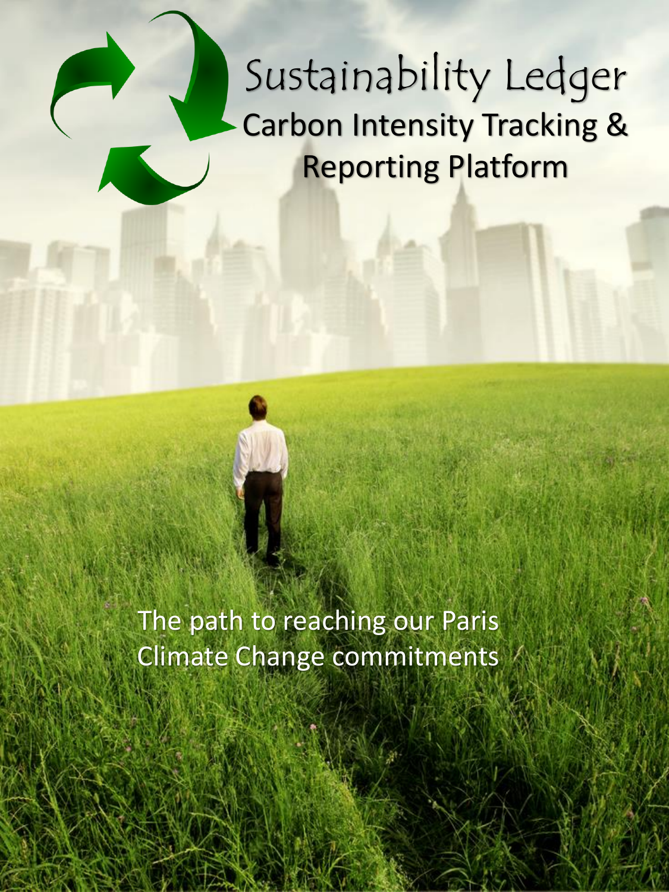# Sustainability Ledger

## Carbon Intensity Tracking & Reporting Platform

The path to reaching our Paris Climate Change commitments